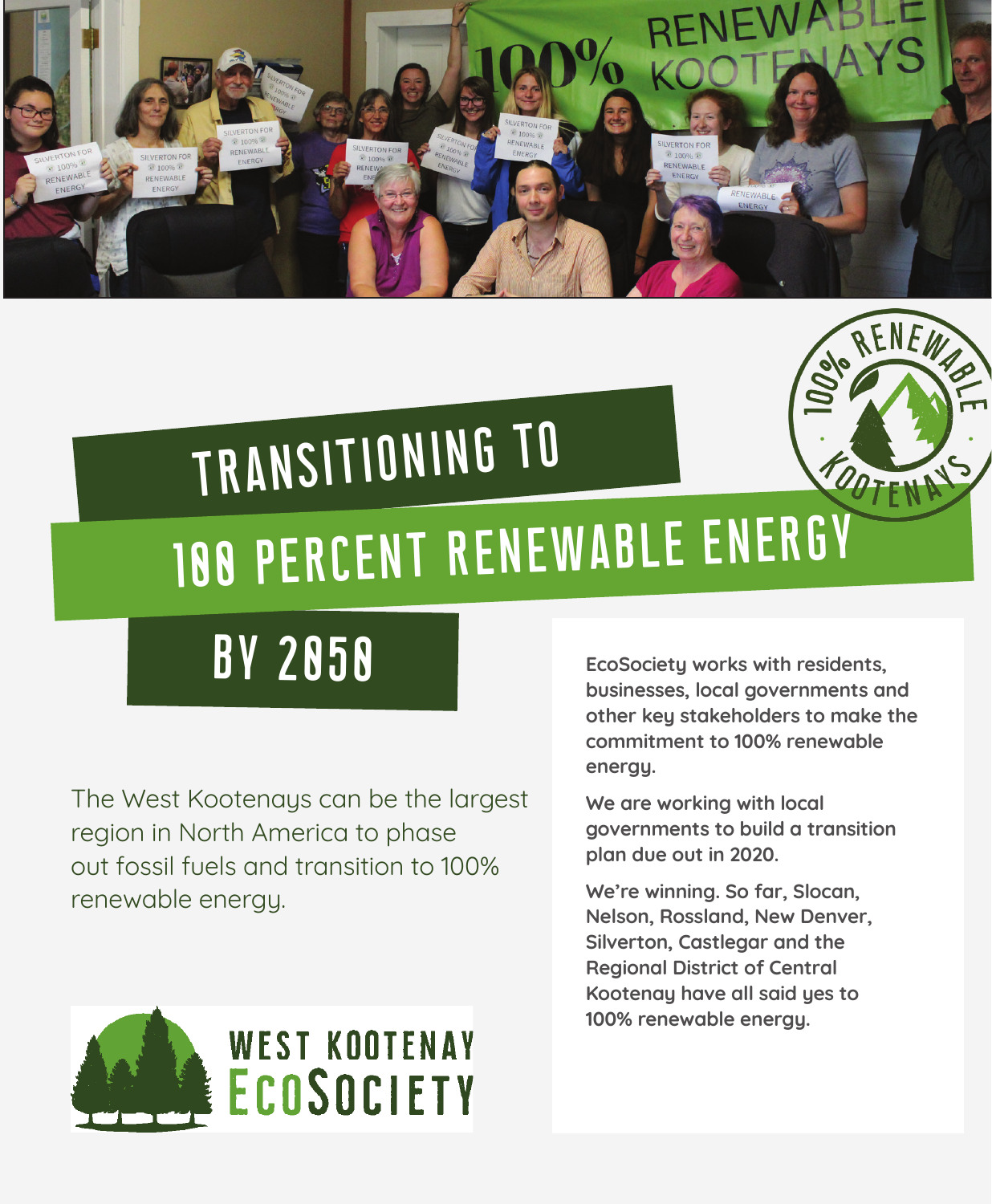# TRANSITIONING TO 100 PERCENT RENEWABLE ENERGY BY 2050

The West Kootenays can be the largest region in North America to phase out fossil fuels and transition to 100% renewable energy.

**EcoSociety works with residents, businesses, local governments and other key stakeholders to make the commitment to 100% renewable energy.**

**We are working with local governments to build a transition plan due out in 2020.**

**We're winning. So far, Slocan, Nelson, Rossland, New Denver, Silverton, Castlegar and the Regional District of Central Kootenay have all said yes to 100% renewable energy.**

WEST KOOTENAY ECOSOCIETY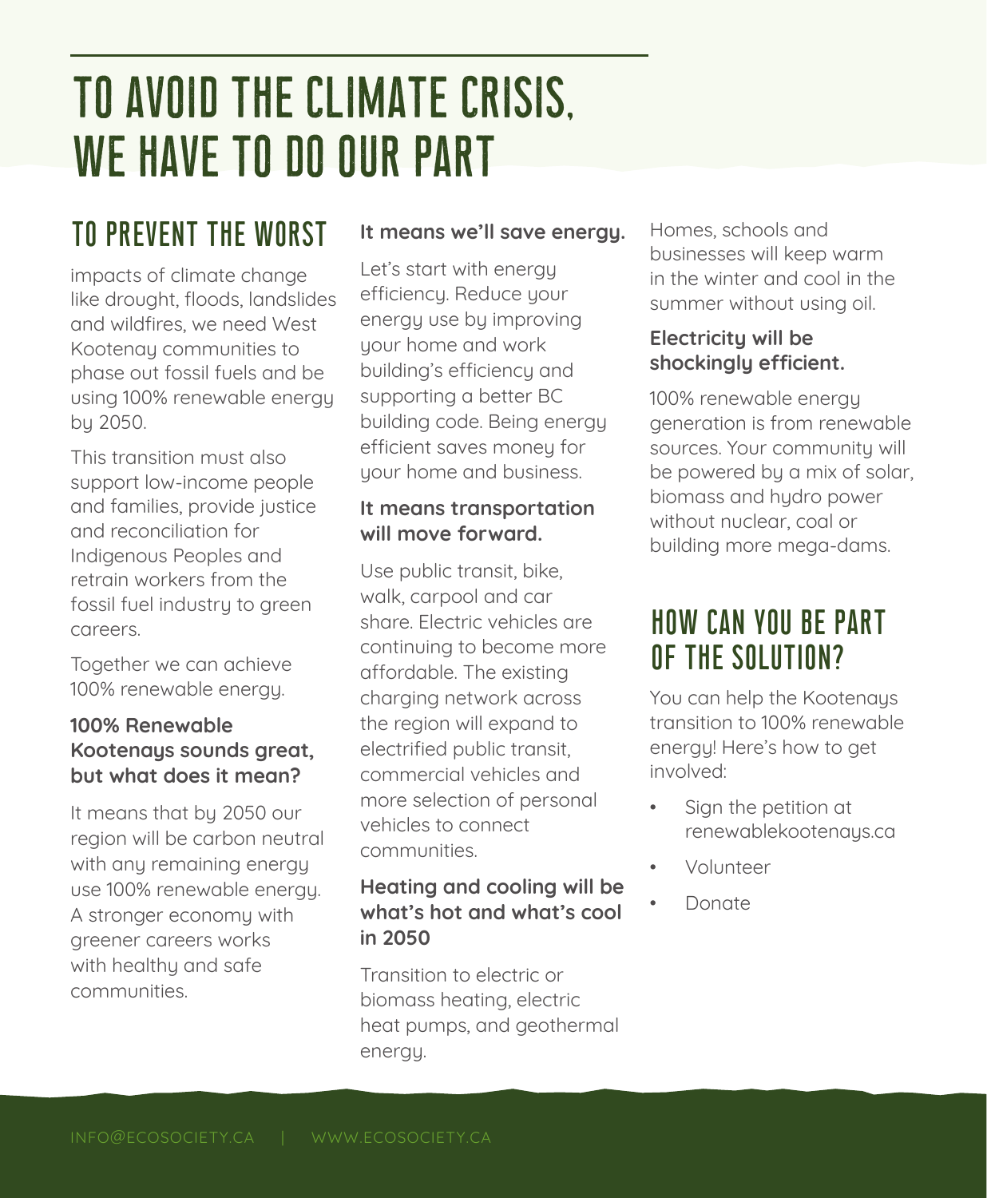# TO AVOID THE CLIMATE CRISIS, WE HAVE TO DO OUR PART

## TO PREVENT THE WORST

impacts of climate change like drought, floods, landslides and wildfires, we need West Kootenay communities to phase out fossil fuels and be using 100% renewable energy by 2050.

This transition must also support low-income people and families, provide justice and reconciliation for Indigenous Peoples and retrain workers from the fossil fuel industry to green careers.

Together we can achieve 100% renewable energy.

### 100% Renewable Kootenays sounds great, but what does it mean?

It means that by 2050 our region will be carbon neutral with any remaining energy use 100% renewable energy. A stronger economy with greener careers works with healthy and safe communities.

### It means we'll save energy.

Let's start with energy efficiency. Reduce your energy use by improving your home and work building's efficiency and supporting a better BC building code. Being energy efficient saves money for your home and business.

### It means transportation will move forward.

Use public transit, bike, walk, carpool and car share. Electric vehicles are continuing to become more affordable. The existing charging network across the region will expand to electrified public transit, commercial vehicles and more selection of personal vehicles to connect communities.

### Heating and cooling will be what's hot and what's cool in 2050

Transition to electric or biomass heating, electric heat pumps, and geothermal energy. Homes, schools and businesses will keep warm in the winter and cool in the summer without using oil.

### Electricity will be shockingly efficient.

100% renewable energy generation is from renewable sources. Your community will be powered by a mix of solar, biomass and hydro power without nuclear, coal or building more mega-dams.

## HOW CAN YOU BE PART OF THE SOLUTION?

You can help the Kootenays transition to 100% renewable energy! Here's how to get involved:

- Sign the petition at renewablekootenays.ca
- Volunteer
- Donate

INFO@ECOSOCIETY.CA | WWW.ECOSOCIETY.CA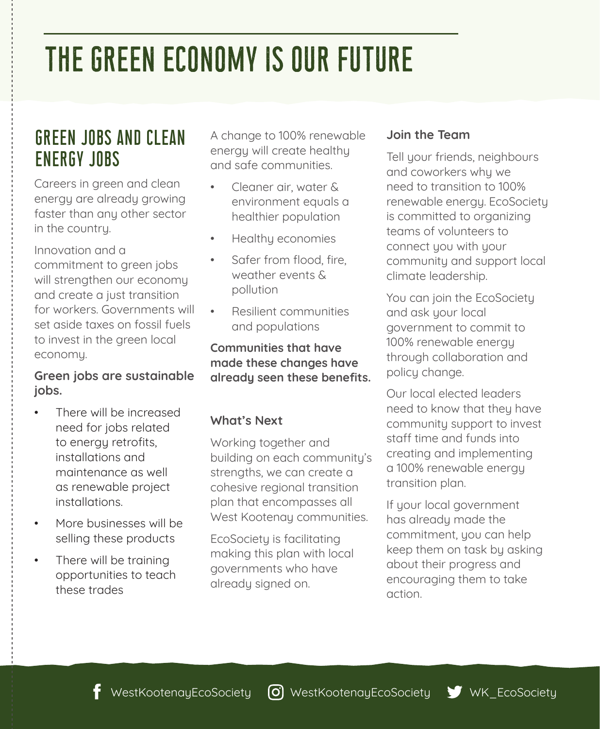# THE GREEN ECONOMY IS OUR FUTURE

## GREEN JOBS AND CLEAN ENERGY JOBS

Careers in green and clean energy are already growing faster than any other sector in the country.

Innovation and a commitment to green jobs will strengthen our economy and create a just transition for workers. Governments will set aside taxes on fossil fuels to invest in the green local economy.

**Green jobs are sustainable jobs.**

- There will be increased need for jobs related to energy retrofits, installations and maintenance as well as renewable project installations.
- More businesses will be selling these products
- There will be training opportunities to teach these trades

A change to 100% renewable energy will create healthy and safe communities.

- Cleaner air, water & environment equals a healthier population
- Healthy economies
- Safer from flood, fire, weather events & pollution
- Resilient communities and populations

**Communities that have made these changes have already seen these benefits.**

### What's Next

Working together and building on each community's strengths, we can create a cohesive regional transition plan that encompasses all West Kootenay communities.

EcoSociety is facilitating making this plan with local governments who have already signed on.

### Join the Team

Tell your friends, neighbours and coworkers why we need to transition to 100% renewable energy. EcoSociety is committed to organizing teams of volunteers to connect you with your community and support local climate leadership.

You can join the EcoSociety and ask your local government to commit to 100% renewable energy through collaboration and policy change.

Our local elected leaders need to know that they have community support to invest staff time and funds into creating and implementing a 100% renewable energy transition plan.

If your local government has already made the commitment, you can help keep them on task by asking about their progress and encouraging them to take action.

WestKootenayEcoSociety WestKootenayEcoSociety WK_EcoSociety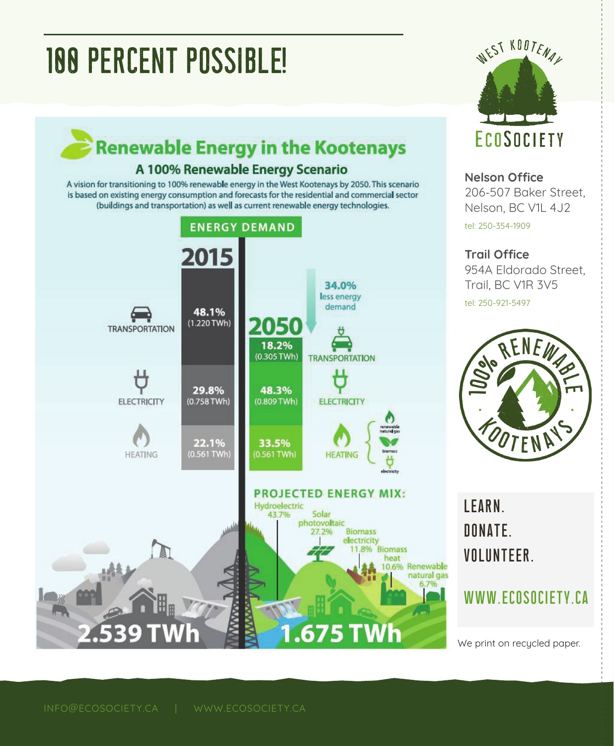# 100 PERCENT POSSIBLE!

## Renewable Energy in the Kootenays

### A 100% Renewable Energy Scenario

A vision for transitioning to 100% renewable energy in the West Kootenays by 2050. This scenario is based on existing energy consumption and forecasts for the residential and commercial sector (buildings and transportation) as well as current renewable energy technologies.

ENERGY DEMAND

2015

TRANSPORTATION
48.1%
(1.220 TWh)

ELECTRICITY
29.8%
(0.758 TWh)

HEATING
22.1%
(0.561 TWh)

2050

34.0% less energy demand

TRANSPORTATION
18.2%
(0.305 TWh)

ELECTRICITY
48.3%
(0.809 TWh)

HEATING
33.5%
(0.561 TWh)

renewable natural gas
biomass
electricity

PROJECTED ENERGY MIX:

Hydroelectric 43.7%
Solar photovoltaic 27.2%
Biomass electricity 11.8%
Biomass heat 10.6%
Renewable natural gas 6.7%

2.539 TWh

1.675 TWh

WEST KOOTENAY ECOSOCIETY

**Nelson Office**
206-507 Baker Street,
Nelson, BC V1L 4J2
tel: 250-354-1909

**Trail Office**
954A Eldorado Street,
Trail, BC V1R 3V5
tel: 250-921-5497

100% RENEWABLE KOOTENAYS

LEARN.
DONATE.
VOLUNTEER.

WWW.ECOSOCIETY.CA

We print on recycled paper.

INFO@ECOSOCIETY.CA | WWW.ECOSOCIETY.CA